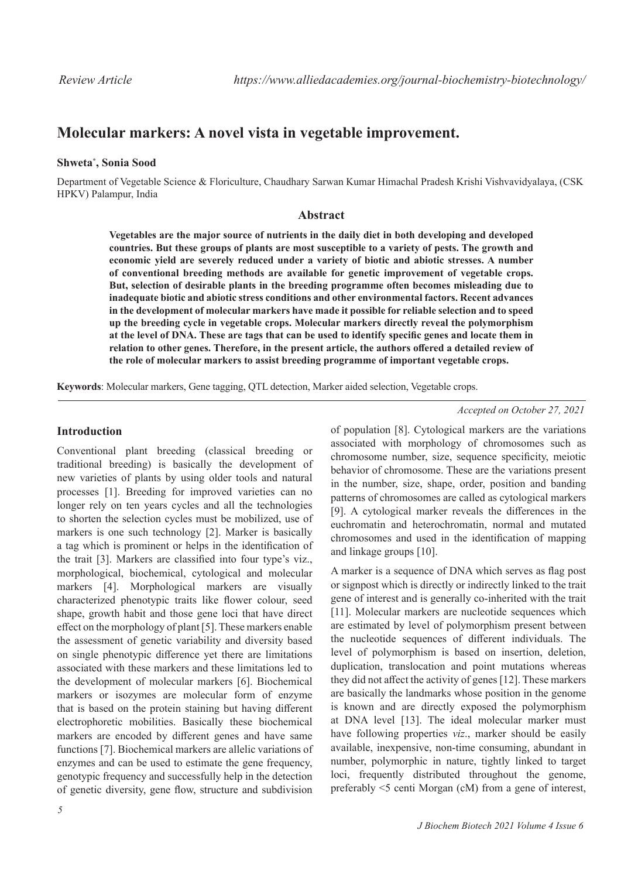# Molecular markers: A novel vista in vegetable improvement.

**Shweta*, Sonia Sood**

Department of Vegetable Science & Floriculture, Chaudhary Sarwan Kumar Himachal Pradesh Krishi Vishvavidyalaya, (CSK HPKV) Palampur, India

## Abstract

**Vegetables are the major source of nutrients in the daily diet in both developing and developed countries. But these groups of plants are most susceptible to a variety of pests. The growth and economic yield are severely reduced under a variety of biotic and abiotic stresses. A number of conventional breeding methods are available for genetic improvement of vegetable crops. But, selection of desirable plants in the breeding programme often becomes misleading due to inadequate biotic and abiotic stress conditions and other environmental factors. Recent advances in the development of molecular markers have made it possible for reliable selection and to speed up the breeding cycle in vegetable crops. Molecular markers directly reveal the polymorphism at the level of DNA. These are tags that can be used to identify specific genes and locate them in relation to other genes. Therefore, in the present article, the authors offered a detailed review of the role of molecular markers to assist breeding programme of important vegetable crops.**

**Keywords**: Molecular markers, Gene tagging, QTL detection, Marker aided selection, Vegetable crops.

*Accepted on October 27, 2021*

## Introduction

Conventional plant breeding (classical breeding or traditional breeding) is basically the development of new varieties of plants by using older tools and natural processes [1]. Breeding for improved varieties can no longer rely on ten years cycles and all the technologies to shorten the selection cycles must be mobilized, use of markers is one such technology [2]. Marker is basically a tag which is prominent or helps in the identification of the trait [3]. Markers are classified into four type's viz., morphological, biochemical, cytological and molecular markers [4]. Morphological markers are visually characterized phenotypic traits like flower colour, seed shape, growth habit and those gene loci that have direct effect on the morphology of plant [5]. These markers enable the assessment of genetic variability and diversity based on single phenotypic difference yet there are limitations associated with these markers and these limitations led to the development of molecular markers [6]. Biochemical markers or isozymes are molecular form of enzyme that is based on the protein staining but having different electrophoretic mobilities. Basically these biochemical markers are encoded by different genes and have same functions [7]. Biochemical markers are allelic variations of enzymes and can be used to estimate the gene frequency, genotypic frequency and successfully help in the detection of genetic diversity, gene flow, structure and subdivision of population [8]. Cytological markers are the variations associated with morphology of chromosomes such as chromosome number, size, sequence specificity, meiotic behavior of chromosome. These are the variations present in the number, size, shape, order, position and banding patterns of chromosomes are called as cytological markers [9]. A cytological marker reveals the differences in the euchromatin and heterochromatin, normal and mutated chromosomes and used in the identification of mapping and linkage groups [10].

A marker is a sequence of DNA which serves as flag post or signpost which is directly or indirectly linked to the trait gene of interest and is generally co-inherited with the trait [11]. Molecular markers are nucleotide sequences which are estimated by level of polymorphism present between the nucleotide sequences of different individuals. The level of polymorphism is based on insertion, deletion, duplication, translocation and point mutations whereas they did not affect the activity of genes [12]. These markers are basically the landmarks whose position in the genome is known and are directly exposed the polymorphism at DNA level [13]. The ideal molecular marker must have following properties *viz*., marker should be easily available, inexpensive, non-time consuming, abundant in number, polymorphic in nature, tightly linked to target loci, frequently distributed throughout the genome, preferably <5 centi Morgan (cM) from a gene of interest,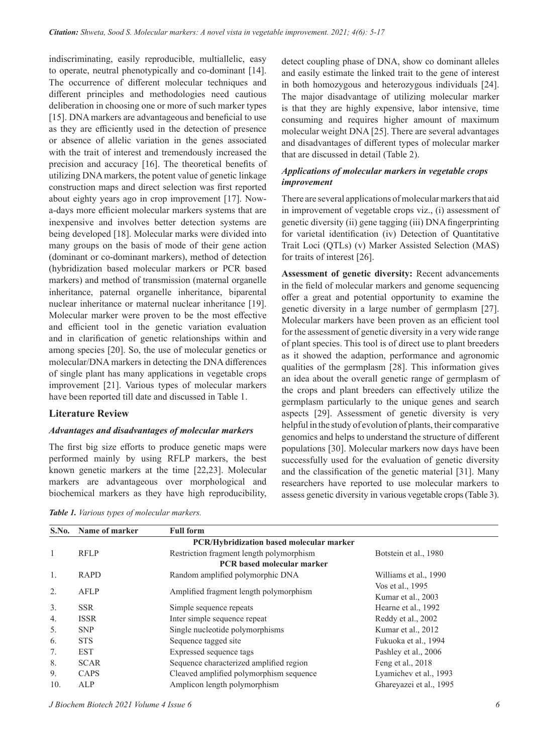indiscriminating, easily reproducible, multiallelic, easy to operate, neutral phenotypically and co-dominant [14]. The occurrence of different molecular techniques and different principles and methodologies need cautious deliberation in choosing one or more of such marker types [15]. DNA markers are advantageous and beneficial to use as they are efficiently used in the detection of presence or absence of allelic variation in the genes associated with the trait of interest and tremendously increased the precision and accuracy [16]. The theoretical benefits of utilizing DNA markers, the potent value of genetic linkage construction maps and direct selection was first reported about eighty years ago in crop improvement [17]. Now-a-days more efficient molecular markers systems that are inexpensive and involves better detection systems are being developed [18]. Molecular marks were divided into many groups on the basis of mode of their gene action (dominant or co-dominant markers), method of detection (hybridization based molecular markers or PCR based markers) and method of transmission (maternal organelle inheritance, paternal organelle inheritance, biparental nuclear inheritance or maternal nuclear inheritance [19]. Molecular marker were proven to be the most effective and efficient tool in the genetic variation evaluation and in clarification of genetic relationships within and among species [20]. So, the use of molecular genetics or molecular/DNA markers in detecting the DNA differences of single plant has many applications in vegetable crops improvement [21]. Various types of molecular markers have been reported till date and discussed in Table 1.

## Literature Review

### *Advantages and disadvantages of molecular markers*

The first big size efforts to produce genetic maps were performed mainly by using RFLP markers, the best known genetic markers at the time [22,23]. Molecular markers are advantageous over morphological and biochemical markers as they have high reproducibility, detect coupling phase of DNA, show co dominant alleles and easily estimate the linked trait to the gene of interest in both homozygous and heterozygous individuals [24]. The major disadvantage of utilizing molecular marker is that they are highly expensive, labor intensive, time consuming and requires higher amount of maximum molecular weight DNA [25]. There are several advantages and disadvantages of different types of molecular marker that are discussed in detail (Table 2).

### *Applications of molecular markers in vegetable crops improvement*

There are several applications of molecular markers that aid in improvement of vegetable crops viz., (i) assessment of genetic diversity (ii) gene tagging (iii) DNA fingerprinting for varietal identification (iv) Detection of Quantitative Trait Loci (QTLs) (v) Marker Assisted Selection (MAS) for traits of interest [26].

**Assessment of genetic diversity:** Recent advancements in the field of molecular markers and genome sequencing offer a great and potential opportunity to examine the genetic diversity in a large number of germplasm [27]. Molecular markers have been proven as an efficient tool for the assessment of genetic diversity in a very wide range of plant species. This tool is of direct use to plant breeders as it showed the adaption, performance and agronomic qualities of the germplasm [28]. This information gives an idea about the overall genetic range of germplasm of the crops and plant breeders can effectively utilize the germplasm particularly to the unique genes and search aspects [29]. Assessment of genetic diversity is very helpful in the study of evolution of plants, their comparative genomics and helps to understand the structure of different populations [30]. Molecular markers now days have been successfully used for the evaluation of genetic diversity and the classification of the genetic material [31]. Many researchers have reported to use molecular markers to assess genetic diversity in various vegetable crops (Table 3).

*Table 1. Various types of molecular markers.*

| S.No. | Name of marker | Full form | |
|---|---|---|---|
| | | **PCR/Hybridization based molecular marker** | |
| 1 | RFLP | Restriction fragment length polymorphism | Botstein et al., 1980 |
| | | **PCR based molecular marker** | |
| 1. | RAPD | Random amplified polymorphic DNA | Williams et al., 1990 |
| 2. | AFLP | Amplified fragment length polymorphism | Vos et al., 1995<br>Kumar et al., 2003 |
| 3. | SSR | Simple sequence repeats | Hearne et al., 1992 |
| 4. | ISSR | Inter simple sequence repeat | Reddy et al., 2002 |
| 5. | SNP | Single nucleotide polymorphisms | Kumar et al., 2012 |
| 6. | STS | Sequence tagged site | Fukuoka et al., 1994 |
| 7. | EST | Expressed sequence tags | Pashley et al., 2006 |
| 8. | SCAR | Sequence characterized amplified region | Feng et al., 2018 |
| 9. | CAPS | Cleaved amplified polymorphism sequence | Lyamichev et al., 1993 |
| 10. | ALP | Amplicon length polymorphism | Ghareyazei et al., 1995 |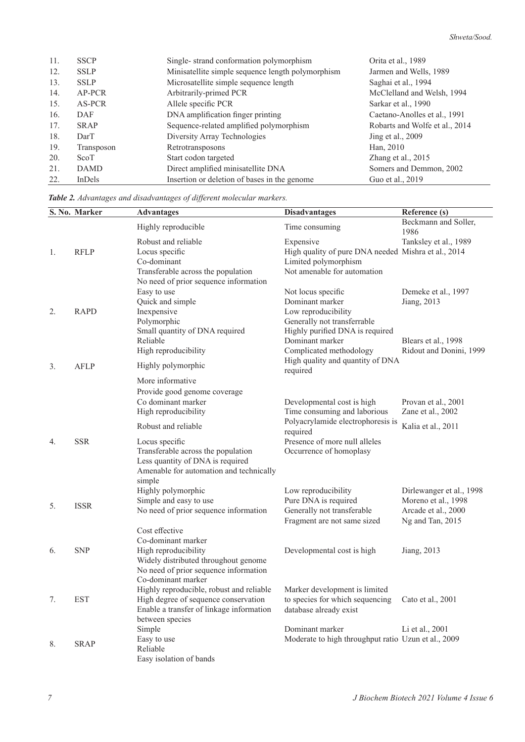| | | | |
|---|---|---|---|
| 11. | SSCP | Single- strand conformation polymorphism | Orita et al., 1989 |
| 12. | SSLP | Minisatellite simple sequence length polymorphism | Jarmen and Wells, 1989 |
| 13. | SSLP | Microsatellite simple sequence length | Saghai et al., 1994 |
| 14. | AP-PCR | Arbitrarily-primed PCR | McClelland and Welsh, 1994 |
| 15. | AS-PCR | Allele specific PCR | Sarkar et al., 1990 |
| 16. | DAF | DNA amplification finger printing | Caetano-Anolles et al., 1991 |
| 17. | SRAP | Sequence-related amplified polymorphism | Robarts and Wolfe et al., 2014 |
| 18. | DarT | Diversity Array Technologies | Jing et al., 2009 |
| 19. | Transposon | Retrotransposons | Han, 2010 |
| 20. | ScoT | Start codon targeted | Zhang et al., 2015 |
| 21. | DAMD | Direct amplified minisatellite DNA | Somers and Demmon, 2002 |
| 22. | InDels | Insertion or deletion of bases in the genome | Guo et al., 2019 |

***Table 2.*** *Advantages and disadvantages of different molecular markers.*

| S. No. | Marker | Advantages | Disadvantages | Reference (s) |
|---|---|---|---|---|
| 1. | RFLP | Highly reproducible<br>Robust and reliable<br>Locus specific<br>Co-dominant<br>Transferable across the population<br>No need of prior sequence information | Time consuming<br>Expensive<br>High quality of pure DNA needed<br>Limited polymorphism<br>Not amenable for automation | Beckmann and Soller, 1986<br>Tanksley et al., 1989<br>Mishra et al., 2014 |
| 2. | RAPD | Easy to use<br>Quick and simple<br>Inexpensive<br>Polymorphic<br>Small quantity of DNA required | Not locus specific<br>Dominant marker<br>Low reproducibility<br>Generally not transferrable<br>Highly purified DNA is required | Demeke et al., 1997<br>Jiang, 2013 |
| 3. | AFLP | Reliable<br>High reproducibility<br>Highly polymorphic | Dominant marker<br>Complicated methodology<br>High quality and quantity of DNA required | Blears et al., 1998<br>Ridout and Donini, 1999 |
| 4. | SSR | More informative<br>Provide good genome coverage<br>Co dominant marker<br>High reproducibility<br>Robust and reliable<br>Locus specific<br>Transferable across the population<br>Less quantity of DNA is required<br>Amenable for automation and technically simple | Developmental cost is high<br>Time consuming and laborious<br>Polyacrylamide electrophoresis is required<br>Presence of more null alleles<br>Occurrence of homoplasy | Provan et al., 2001<br>Zane et al., 2002<br>Kalia et al., 2011 |
| 5. | ISSR | Highly polymorphic<br>Simple and easy to use<br>No need of prior sequence information | Low reproducibility<br>Pure DNA is required<br>Generally not transferable<br>Fragment are not same sized | Dirlewanger et al., 1998<br>Moreno et al., 1998<br>Arcade et al., 2000<br>Ng and Tan, 2015 |
| 6. | SNP | Cost effective<br>Co-dominant marker<br>High reproducibility<br>Widely distributed throughout genome<br>No need of prior sequence information | Developmental cost is high | Jiang, 2013 |
| 7. | EST | Co-dominant marker<br>Highly reproducible, robust and reliable<br>High degree of sequence conservation<br>Enable a transfer of linkage information between species | Marker development is limited to species for which sequencing database already exist | Cato et al., 2001 |
| 8. | SRAP | Simple<br>Easy to use<br>Reliable<br>Easy isolation of bands | Dominant marker<br>Moderate to high throughput ratio | Li et al., 2001<br>Uzun et al., 2009 |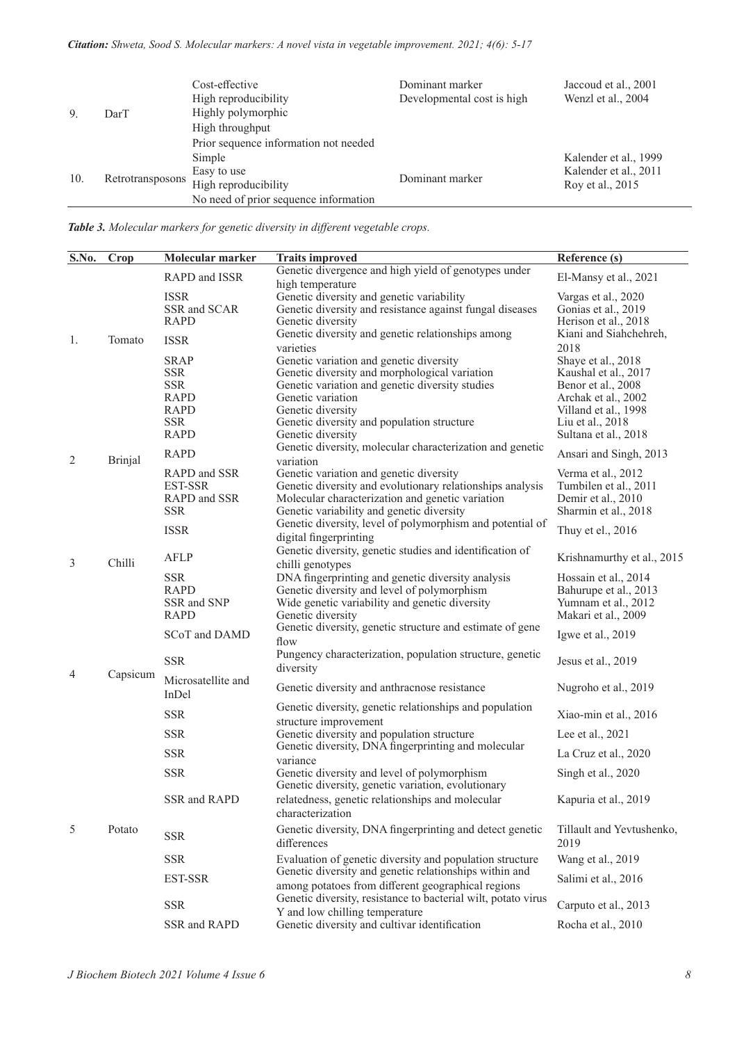| | | | | |
|---|---|---|---|---|
| 9. | DarT | Cost-effective<br>High reproducibility<br>Highly polymorphic<br>High throughput<br>Prior sequence information not needed | Dominant marker<br>Developmental cost is high | Jaccoud et al., 2001<br>Wenzl et al., 2004 |
| 10. | Retrotransposons | Simple<br>Easy to use<br>High reproducibility<br>No need of prior sequence information | Dominant marker | Kalender et al., 1999<br>Kalender et al., 2011<br>Roy et al., 2015 |

***Table 3.*** *Molecular markers for genetic diversity in different vegetable crops.*

| S.No. | Crop | Molecular marker | Traits improved | Reference (s) |
|---|---|---|---|---|
| 1. | Tomato | RAPD and ISSR | Genetic divergence and high yield of genotypes under high temperature | El-Mansy et al., 2021 |
| | | ISSR | Genetic diversity and genetic variability | Vargas et al., 2020 |
| | | SSR and SCAR | Genetic diversity and resistance against fungal diseases | Gonias et al., 2019 |
| | | RAPD | Genetic diversity | Herison et al., 2018 |
| | | ISSR | Genetic diversity and genetic relationships among varieties | Kiani and Siahchehreh, 2018 |
| | | SRAP | Genetic variation and genetic diversity | Shaye et al., 2018 |
| | | SSR | Genetic diversity and morphological variation | Kaushal et al., 2017 |
| | | SSR | Genetic variation and genetic diversity studies | Benor et al., 2008 |
| | | RAPD | Genetic variation | Archak et al., 2002 |
| | | RAPD | Genetic diversity | Villand et al., 1998 |
| 2 | Brinjal | SSR | Genetic diversity and population structure | Liu et al., 2018 |
| | | RAPD | Genetic diversity | Sultana et al., 2018 |
| | | RAPD | Genetic diversity, molecular characterization and genetic variation | Ansari and Singh, 2013 |
| | | RAPD and SSR | Genetic variation and genetic diversity | Verma et al., 2012 |
| | | EST-SSR | Genetic diversity and evolutionary relationships analysis | Tumbilen et al., 2011 |
| | | RAPD and SSR | Molecular characterization and genetic variation | Demir et al., 2010 |
| 3 | Chilli | SSR | Genetic variability and genetic diversity | Sharmin et al., 2018 |
| | | ISSR | Genetic diversity, level of polymorphism and potential of digital fingerprinting | Thuy et el., 2016 |
| | | AFLP | Genetic diversity, genetic studies and identification of chilli genotypes | Krishnamurthy et al., 2015 |
| | | SSR | DNA fingerprinting and genetic diversity analysis | Hossain et al., 2014 |
| | | RAPD | Genetic diversity and level of polymorphism | Bahurupe et al., 2013 |
| | | SSR and SNP | Wide genetic variability and genetic diversity | Yumnam et al., 2012 |
| | | RAPD | Genetic diversity | Makari et al., 2009 |
| 4 | Capsicum | SCoT and DAMD | Genetic diversity, genetic structure and estimate of gene flow | Igwe et al., 2019 |
| | | SSR | Pungency characterization, population structure, genetic diversity | Jesus et al., 2019 |
| | | Microsatellite and InDel | Genetic diversity and anthracnose resistance | Nugroho et al., 2019 |
| | | SSR | Genetic diversity, genetic relationships and population structure improvement | Xiao-min et al., 2016 |
| 5 | Potato | SSR | Genetic diversity and population structure | Lee et al., 2021 |
| | | SSR | Genetic diversity, DNA fingerprinting and molecular variance | La Cruz et al., 2020 |
| | | SSR | Genetic diversity and level of polymorphism | Singh et al., 2020 |
| | | SSR and RAPD | Genetic diversity, genetic variation, evolutionary relatedness, genetic relationships and molecular characterization | Kapuria et al., 2019 |
| | | SSR | Genetic diversity, DNA fingerprinting and detect genetic differences | Tillault and Yevtushenko, 2019 |
| | | SSR | Evaluation of genetic diversity and population structure | Wang et al., 2019 |
| | | EST-SSR | Genetic diversity and genetic relationships within and among potatoes from different geographical regions | Salimi et al., 2016 |
| | | SSR | Genetic diversity, resistance to bacterial wilt, potato virus Y and low chilling temperature | Carputo et al., 2013 |
| | | SSR and RAPD | Genetic diversity and cultivar identification | Rocha et al., 2010 |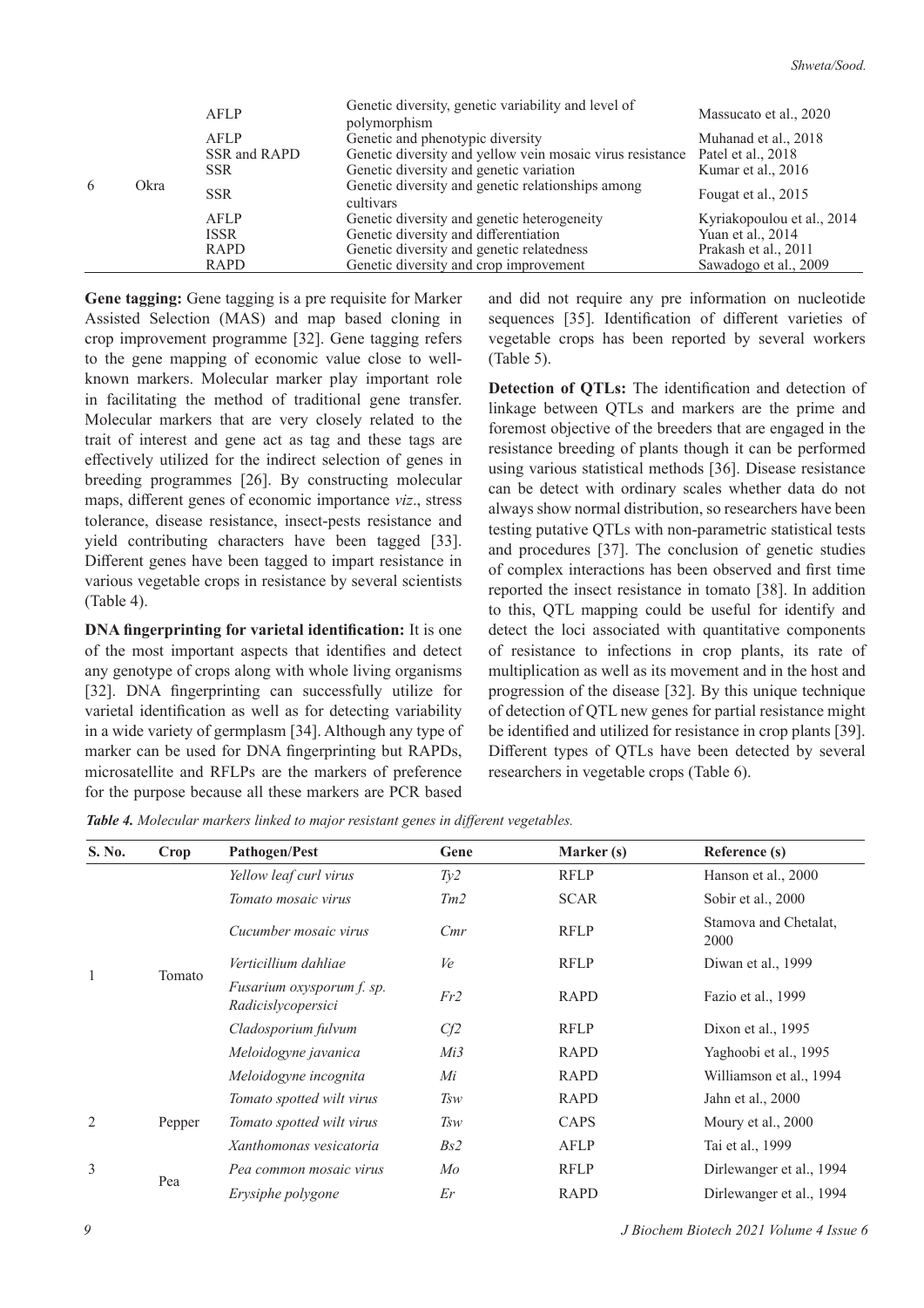| | | AFLP | Genetic diversity, genetic variability and level of polymorphism | Massucato et al., 2020 |
|---|---|---|---|---|
| | | AFLP | Genetic and phenotypic diversity | Muhanad et al., 2018 |
| | | SSR and RAPD | Genetic diversity and yellow vein mosaic virus resistance | Patel et al., 2018 |
| | | SSR | Genetic diversity and genetic variation | Kumar et al., 2016 |
| 6 | Okra | SSR | Genetic diversity and genetic relationships among cultivars | Fougat et al., 2015 |
| | | AFLP | Genetic diversity and genetic heterogeneity | Kyriakopoulou et al., 2014 |
| | | ISSR | Genetic diversity and differentiation | Yuan et al., 2014 |
| | | RAPD | Genetic diversity and genetic relatedness | Prakash et al., 2011 |
| | | RAPD | Genetic diversity and crop improvement | Sawadogo et al., 2009 |

**Gene tagging:** Gene tagging is a pre requisite for Marker Assisted Selection (MAS) and map based cloning in crop improvement programme [32]. Gene tagging refers to the gene mapping of economic value close to well-known markers. Molecular marker play important role in facilitating the method of traditional gene transfer. Molecular markers that are very closely related to the trait of interest and gene act as tag and these tags are effectively utilized for the indirect selection of genes in breeding programmes [26]. By constructing molecular maps, different genes of economic importance *viz*., stress tolerance, disease resistance, insect-pests resistance and yield contributing characters have been tagged [33]. Different genes have been tagged to impart resistance in various vegetable crops in resistance by several scientists (Table 4).

**DNA fingerprinting for varietal identification:** It is one of the most important aspects that identifies and detect any genotype of crops along with whole living organisms [32]. DNA fingerprinting can successfully utilize for varietal identification as well as for detecting variability in a wide variety of germplasm [34]. Although any type of marker can be used for DNA fingerprinting but RAPDs, microsatellite and RFLPs are the markers of preference for the purpose because all these markers are PCR based and did not require any pre information on nucleotide sequences [35]. Identification of different varieties of vegetable crops has been reported by several workers (Table 5).

**Detection of QTLs:** The identification and detection of linkage between QTLs and markers are the prime and foremost objective of the breeders that are engaged in the resistance breeding of plants though it can be performed using various statistical methods [36]. Disease resistance can be detect with ordinary scales whether data do not always show normal distribution, so researchers have been testing putative QTLs with non-parametric statistical tests and procedures [37]. The conclusion of genetic studies of complex interactions has been observed and first time reported the insect resistance in tomato [38]. In addition to this, QTL mapping could be useful for identify and detect the loci associated with quantitative components of resistance to infections in crop plants, its rate of multiplication as well as its movement and in the host and progression of the disease [32]. By this unique technique of detection of QTL new genes for partial resistance might be identified and utilized for resistance in crop plants [39]. Different types of QTLs have been detected by several researchers in vegetable crops (Table 6).

***Table 4.*** *Molecular markers linked to major resistant genes in different vegetables.*

| S. No. | Crop | Pathogen/Pest | Gene | Marker (s) | Reference (s) |
|---|---|---|---|---|---|
| 1 | Tomato | *Yellow leaf curl virus* | *Ty2* | RFLP | Hanson et al., 2000 |
| | | *Tomato mosaic virus* | *Tm2* | SCAR | Sobir et al., 2000 |
| | | *Cucumber mosaic virus* | *Cmr* | RFLP | Stamova and Chetalat, 2000 |
| | | *Verticillium dahliae* | *Ve* | RFLP | Diwan et al., 1999 |
| | | *Fusarium oxysporum f. sp. Radicislycopersici* | *Fr2* | RAPD | Fazio et al., 1999 |
| | | *Cladosporium fulvum* | *Cf2* | RFLP | Dixon et al., 1995 |
| | | *Meloidogyne javanica* | *Mi3* | RAPD | Yaghoobi et al., 1995 |
| | | *Meloidogyne incognita* | *Mi* | RAPD | Williamson et al., 1994 |
| | | *Tomato spotted wilt virus* | *Tsw* | RAPD | Jahn et al., 2000 |
| 2 | Pepper | *Tomato spotted wilt virus* | *Tsw* | CAPS | Moury et al., 2000 |
| | | *Xanthomonas vesicatoria* | *Bs2* | AFLP | Tai et al., 1999 |
| 3 | Pea | *Pea common mosaic virus* | *Mo* | RFLP | Dirlewanger et al., 1994 |
| | | *Erysiphe polygone* | *Er* | RAPD | Dirlewanger et al., 1994 |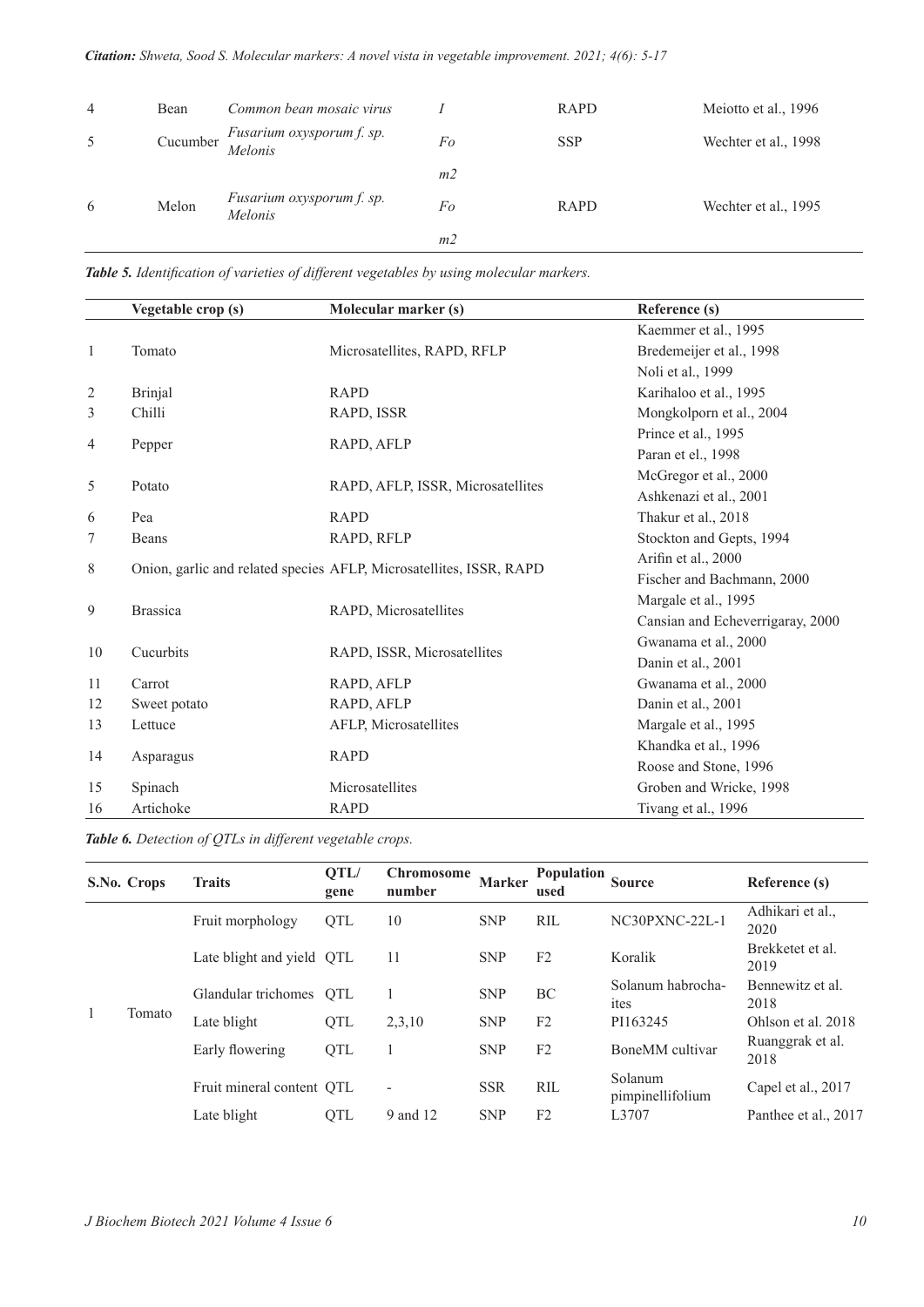| 4 | Bean | *Common bean mosaic virus* | *I* | RAPD | Meiotto et al., 1996 |
|---|---|---|---|---|---|
| 5 | Cucumber | *Fusarium oxysporum f. sp. Melonis* | *Fo* | SSP | Wechter et al., 1998 |
| | | | *m2* | | |
| 6 | Melon | *Fusarium oxysporum f. sp. Melonis* | *Fo* | RAPD | Wechter et al., 1995 |
| | | | *m2* | | |

***Table 5.*** *Identification of varieties of different vegetables by using molecular markers.*

| | Vegetable crop (s) | Molecular marker (s) | Reference (s) |
|---|---|---|---|
| 1 | Tomato | Microsatellites, RAPD, RFLP | Kaemmer et al., 1995<br>Bredemeijer et al., 1998<br>Noli et al., 1999 |
| 2 | Brinjal | RAPD | Karihaloo et al., 1995 |
| 3 | Chilli | RAPD, ISSR | Mongkolporn et al., 2004 |
| 4 | Pepper | RAPD, AFLP | Prince et al., 1995<br>Paran et el., 1998 |
| 5 | Potato | RAPD, AFLP, ISSR, Microsatellites | McGregor et al., 2000<br>Ashkenazi et al., 2001 |
| 6 | Pea | RAPD | Thakur et al., 2018 |
| 7 | Beans | RAPD, RFLP | Stockton and Gepts, 1994 |
| 8 | Onion, garlic and related species | AFLP, Microsatellites, ISSR, RAPD | Arifin et al., 2000<br>Fischer and Bachmann, 2000 |
| 9 | Brassica | RAPD, Microsatellites | Margale et al., 1995<br>Cansian and Echeverrigaray, 2000 |
| 10 | Cucurbits | RAPD, ISSR, Microsatellites | Gwanama et al., 2000<br>Danin et al., 2001 |
| 11 | Carrot | RAPD, AFLP | Gwanama et al., 2000 |
| 12 | Sweet potato | RAPD, AFLP | Danin et al., 2001 |
| 13 | Lettuce | AFLP, Microsatellites | Margale et al., 1995 |
| 14 | Asparagus | RAPD | Khandka et al., 1996<br>Roose and Stone, 1996 |
| 15 | Spinach | Microsatellites | Groben and Wricke, 1998 |
| 16 | Artichoke | RAPD | Tivang et al., 1996 |

***Table 6.*** *Detection of QTLs in different vegetable crops.*

| S.No. | Crops | Traits | QTL/ gene | Chromosome number | Marker | Population used | Source | Reference (s) |
|---|---|---|---|---|---|---|---|---|
| 1 | Tomato | Fruit morphology | QTL | 10 | SNP | RIL | NC30PXNC-22L-1 | Adhikari et al., 2020 |
| | | Late blight and yield | QTL | 11 | SNP | F2 | Koralik | Brekketet et al. 2019 |
| | | Glandular trichomes | QTL | 1 | SNP | BC | Solanum habrochaites | Bennewitz et al. 2018 |
| | | Late blight | QTL | 2,3,10 | SNP | F2 | PI163245 | Ohlson et al. 2018 |
| | | Early flowering | QTL | 1 | SNP | F2 | BoneMM cultivar | Ruanggrak et al. 2018 |
| | | Fruit mineral content | QTL | - | SSR | RIL | Solanum pimpinellifolium | Capel et al., 2017 |
| | | Late blight | QTL | 9 and 12 | SNP | F2 | L3707 | Panthee et al., 2017 |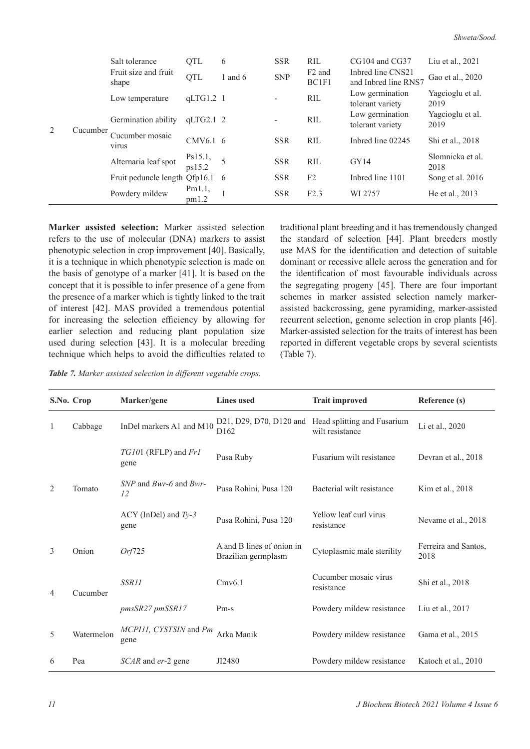| | | Salt tolerance | QTL | 6 | SSR | RIL | CG104 and CG37 | Liu et al., 2021 |
|---|---|---|---|---|---|---|---|---|
| | | Fruit size and fruit shape | QTL | 1 and 6 | SNP | F2 and BC1F1 | Inbred line CNS21 and Inbred line RNS7 | Gao et al., 2020 |
| | | Low temperature | qLTG1.2 | 1 | - | RIL | Low germination tolerant variety | Yagcioglu et al. 2019 |
| | | Germination ability | qLTG2.1 | 2 | - | RIL | Low germination tolerant variety | Yagcioglu et al. 2019 |
| 2 | Cucumber | Cucumber mosaic virus | CMV6.1 | 6 | SSR | RIL | Inbred line 02245 | Shi et al., 2018 |
| | | Alternaria leaf spot | Ps15.1, ps15.2 | 5 | SSR | RIL | GY14 | Slomnicka et al. 2018 |
| | | Fruit peduncle length | Qfp16.1 | 6 | SSR | F2 | Inbred line 1101 | Song et al. 2016 |
| | | Powdery mildew | Pm1.1, pm1.2 | 1 | SSR | F2.3 | WI 2757 | He et al., 2013 |

**Marker assisted selection:** Marker assisted selection refers to the use of molecular (DNA) markers to assist phenotypic selection in crop improvement [40]. Basically, it is a technique in which phenotypic selection is made on the basis of genotype of a marker [41]. It is based on the concept that it is possible to infer presence of a gene from the presence of a marker which is tightly linked to the trait of interest [42]. MAS provided a tremendous potential for increasing the selection efficiency by allowing for earlier selection and reducing plant population size used during selection [43]. It is a molecular breeding technique which helps to avoid the difficulties related to traditional plant breeding and it has tremendously changed the standard of selection [44]. Plant breeders mostly use MAS for the identification and detection of suitable dominant or recessive allele across the generation and for the identification of most favourable individuals across the segregating progeny [45]. There are four important schemes in marker assisted selection namely marker-assisted backcrossing, gene pyramiding, marker-assisted recurrent selection, genome selection in crop plants [46]. Marker-assisted selection for the traits of interest has been reported in different vegetable crops by several scientists (Table 7).

***Table 7.*** *Marker assisted selection in different vegetable crops.*

| S.No. | Crop | Marker/gene | Lines used | Trait improved | Reference (s) |
|---|---|---|---|---|---|
| 1 | Cabbage | InDel markers A1 and M10 | D21, D29, D70, D120 and D162 | Head splitting and Fusarium wilt resistance | Li et al., 2020 |
| | | *TG10*1 (RFLP) and *Fr1* gene | Pusa Ruby | Fusarium wilt resistance | Devran et al., 2018 |
| 2 | Tomato | *SNP* and *Bwr-6* and *Bwr-12* | Pusa Rohini, Pusa 120 | Bacterial wilt resistance | Kim et al., 2018 |
| | | ACY (InDel) and *Ty-3* gene | Pusa Rohini, Pusa 120 | Yellow leaf curl virus resistance | Nevame et al., 2018 |
| 3 | Onion | *Orf*725 | A and B lines of onion in Brazilian germplasm | Cytoplasmic male sterility | Ferreira and Santos, 2018 |
| 4 | Cucumber | *SSR11* | Cmv6.1 | Cucumber mosaic virus resistance | Shi et al., 2018 |
| | | *pmsSR27 pmSSR17* | Pm-s | Powdery mildew resistance | Liu et al., 2017 |
| 5 | Watermelon | *MCPI11, CYSTSIN* and *Pm* gene | Arka Manik | Powdery mildew resistance | Gama et al., 2015 |
| 6 | Pea | *SCAR* and *er*-2 gene | JI2480 | Powdery mildew resistance | Katoch et al., 2010 |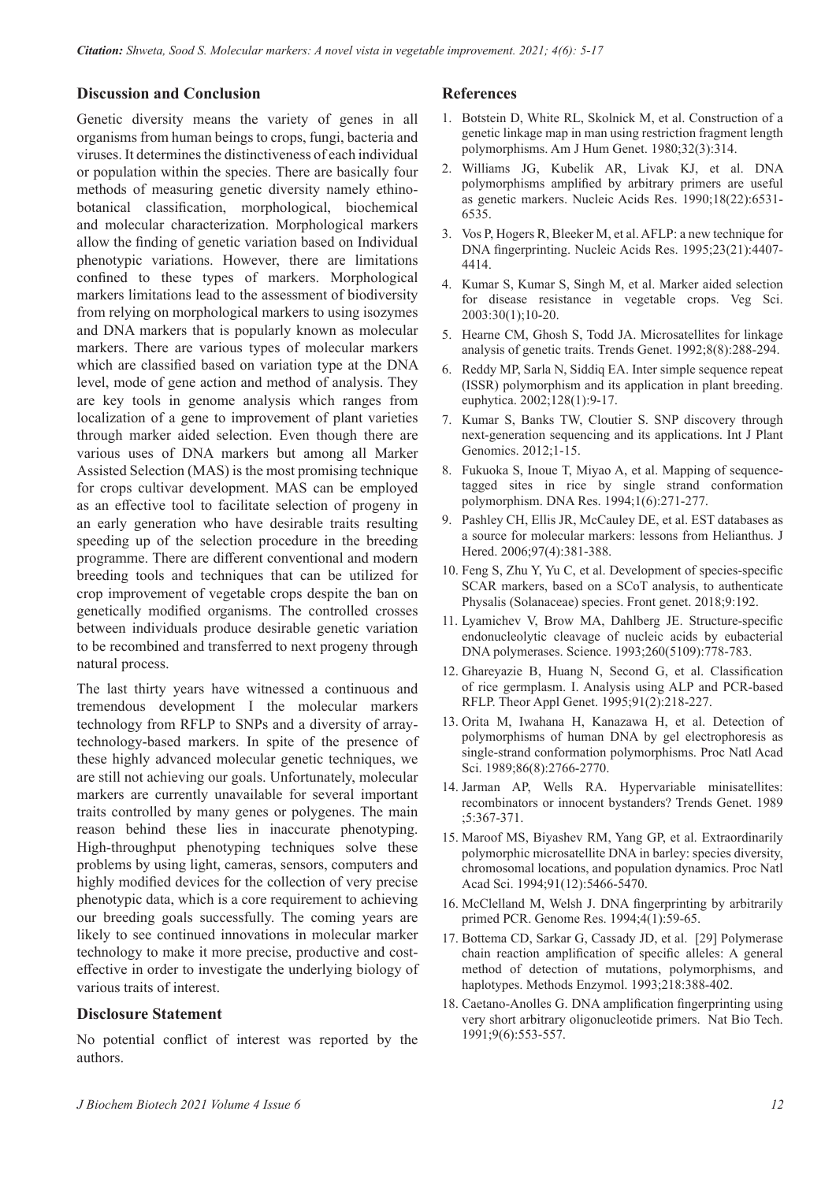## Discussion and Conclusion

Genetic diversity means the variety of genes in all organisms from human beings to crops, fungi, bacteria and viruses. It determines the distinctiveness of each individual or population within the species. There are basically four methods of measuring genetic diversity namely ethino-botanical classification, morphological, biochemical and molecular characterization. Morphological markers allow the finding of genetic variation based on Individual phenotypic variations. However, there are limitations confined to these types of markers. Morphological markers limitations lead to the assessment of biodiversity from relying on morphological markers to using isozymes and DNA markers that is popularly known as molecular markers. There are various types of molecular markers which are classified based on variation type at the DNA level, mode of gene action and method of analysis. They are key tools in genome analysis which ranges from localization of a gene to improvement of plant varieties through marker aided selection. Even though there are various uses of DNA markers but among all Marker Assisted Selection (MAS) is the most promising technique for crops cultivar development. MAS can be employed as an effective tool to facilitate selection of progeny in an early generation who have desirable traits resulting speeding up of the selection procedure in the breeding programme. There are different conventional and modern breeding tools and techniques that can be utilized for crop improvement of vegetable crops despite the ban on genetically modified organisms. The controlled crosses between individuals produce desirable genetic variation to be recombined and transferred to next progeny through natural process.

The last thirty years have witnessed a continuous and tremendous development I the molecular markers technology from RFLP to SNPs and a diversity of array-technology-based markers. In spite of the presence of these highly advanced molecular genetic techniques, we are still not achieving our goals. Unfortunately, molecular markers are currently unavailable for several important traits controlled by many genes or polygenes. The main reason behind these lies in inaccurate phenotyping. High-throughput phenotyping techniques solve these problems by using light, cameras, sensors, computers and highly modified devices for the collection of very precise phenotypic data, which is a core requirement to achieving our breeding goals successfully. The coming years are likely to see continued innovations in molecular marker technology to make it more precise, productive and cost-effective in order to investigate the underlying biology of various traits of interest.

## Disclosure Statement

No potential conflict of interest was reported by the authors.

## References

1. Botstein D, White RL, Skolnick M, et al. Construction of a genetic linkage map in man using restriction fragment length polymorphisms. Am J Hum Genet. 1980;32(3):314.
2. Williams JG, Kubelik AR, Livak KJ, et al. DNA polymorphisms amplified by arbitrary primers are useful as genetic markers. Nucleic Acids Res. 1990;18(22):6531-6535.
3. Vos P, Hogers R, Bleeker M, et al. AFLP: a new technique for DNA fingerprinting. Nucleic Acids Res. 1995;23(21):4407-4414.
4. Kumar S, Kumar S, Singh M, et al. Marker aided selection for disease resistance in vegetable crops. Veg Sci. 2003:30(1);10-20.
5. Hearne CM, Ghosh S, Todd JA. Microsatellites for linkage analysis of genetic traits. Trends Genet. 1992;8(8):288-294.
6. Reddy MP, Sarla N, Siddiq EA. Inter simple sequence repeat (ISSR) polymorphism and its application in plant breeding. euphytica. 2002;128(1):9-17.
7. Kumar S, Banks TW, Cloutier S. SNP discovery through next-generation sequencing and its applications. Int J Plant Genomics. 2012;1-15.
8. Fukuoka S, Inoue T, Miyao A, et al. Mapping of sequence-tagged sites in rice by single strand conformation polymorphism. DNA Res. 1994;1(6):271-277.
9. Pashley CH, Ellis JR, McCauley DE, et al. EST databases as a source for molecular markers: lessons from Helianthus. J Hered. 2006;97(4):381-388.
10. Feng S, Zhu Y, Yu C, et al. Development of species-specific SCAR markers, based on a SCoT analysis, to authenticate Physalis (Solanaceae) species. Front genet. 2018;9:192.
11. Lyamichev V, Brow MA, Dahlberg JE. Structure-specific endonucleolytic cleavage of nucleic acids by eubacterial DNA polymerases. Science. 1993;260(5109):778-783.
12. Ghareyazie B, Huang N, Second G, et al. Classification of rice germplasm. I. Analysis using ALP and PCR-based RFLP. Theor Appl Genet. 1995;91(2):218-227.
13. Orita M, Iwahana H, Kanazawa H, et al. Detection of polymorphisms of human DNA by gel electrophoresis as single-strand conformation polymorphisms. Proc Natl Acad Sci. 1989;86(8):2766-2770.
14. Jarman AP, Wells RA. Hypervariable minisatellites: recombinators or innocent bystanders? Trends Genet. 1989 ;5:367-371.
15. Maroof MS, Biyashev RM, Yang GP, et al. Extraordinarily polymorphic microsatellite DNA in barley: species diversity, chromosomal locations, and population dynamics. Proc Natl Acad Sci. 1994;91(12):5466-5470.
16. McClelland M, Welsh J. DNA fingerprinting by arbitrarily primed PCR. Genome Res. 1994;4(1):59-65.
17. Bottema CD, Sarkar G, Cassady JD, et al. [29] Polymerase chain reaction amplification of specific alleles: A general method of detection of mutations, polymorphisms, and haplotypes. Methods Enzymol. 1993;218:388-402.
18. Caetano-Anolles G. DNA amplification fingerprinting using very short arbitrary oligonucleotide primers. Nat Bio Tech. 1991;9(6):553-557.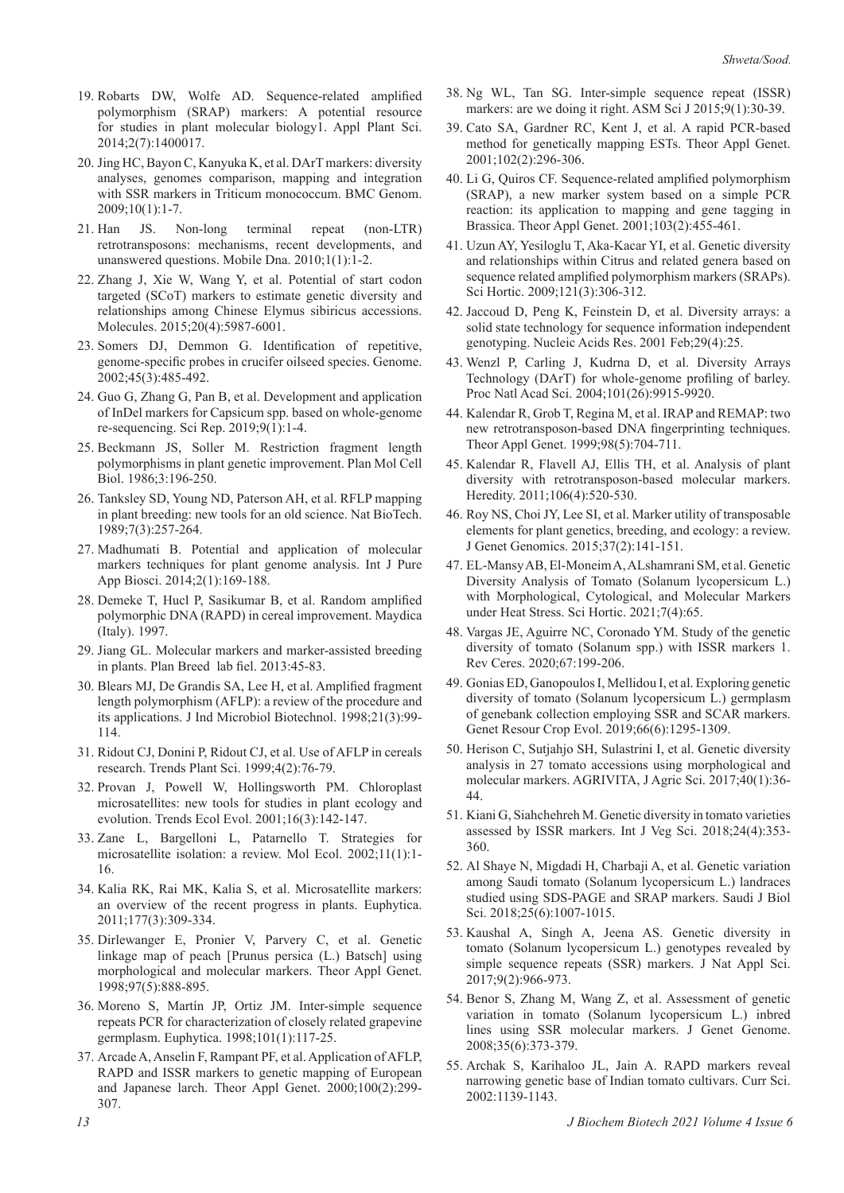19. Robarts DW, Wolfe AD. Sequence-related amplified polymorphism (SRAP) markers: A potential resource for studies in plant molecular biology1. Appl Plant Sci. 2014;2(7):1400017.
20. Jing HC, Bayon C, Kanyuka K, et al. DArT markers: diversity analyses, genomes comparison, mapping and integration with SSR markers in Triticum monococcum. BMC Genom. 2009;10(1):1-7.
21. Han JS. Non-long terminal repeat (non-LTR) retrotransposons: mechanisms, recent developments, and unanswered questions. Mobile Dna. 2010;1(1):1-2.
22. Zhang J, Xie W, Wang Y, et al. Potential of start codon targeted (SCoT) markers to estimate genetic diversity and relationships among Chinese Elymus sibiricus accessions. Molecules. 2015;20(4):5987-6001.
23. Somers DJ, Demmon G. Identification of repetitive, genome-specific probes in crucifer oilseed species. Genome. 2002;45(3):485-492.
24. Guo G, Zhang G, Pan B, et al. Development and application of InDel markers for Capsicum spp. based on whole-genome re-sequencing. Sci Rep. 2019;9(1):1-4.
25. Beckmann JS, Soller M. Restriction fragment length polymorphisms in plant genetic improvement. Plan Mol Cell Biol. 1986;3:196-250.
26. Tanksley SD, Young ND, Paterson AH, et al. RFLP mapping in plant breeding: new tools for an old science. Nat BioTech. 1989;7(3):257-264.
27. Madhumati B. Potential and application of molecular markers techniques for plant genome analysis. Int J Pure App Biosci. 2014;2(1):169-188.
28. Demeke T, Hucl P, Sasikumar B, et al. Random amplified polymorphic DNA (RAPD) in cereal improvement. Maydica (Italy). 1997.
29. Jiang GL. Molecular markers and marker-assisted breeding in plants. Plan Breed lab fiel. 2013:45-83.
30. Blears MJ, De Grandis SA, Lee H, et al. Amplified fragment length polymorphism (AFLP): a review of the procedure and its applications. J Ind Microbiol Biotechnol. 1998;21(3):99-114.
31. Ridout CJ, Donini P, Ridout CJ, et al. Use of AFLP in cereals research. Trends Plant Sci. 1999;4(2):76-79.
32. Provan J, Powell W, Hollingsworth PM. Chloroplast microsatellites: new tools for studies in plant ecology and evolution. Trends Ecol Evol. 2001;16(3):142-147.
33. Zane L, Bargelloni L, Patarnello T. Strategies for microsatellite isolation: a review. Mol Ecol. 2002;11(1):1-16.
34. Kalia RK, Rai MK, Kalia S, et al. Microsatellite markers: an overview of the recent progress in plants. Euphytica. 2011;177(3):309-334.
35. Dirlewanger E, Pronier V, Parvery C, et al. Genetic linkage map of peach [Prunus persica (L.) Batsch] using morphological and molecular markers. Theor Appl Genet. 1998;97(5):888-895.
36. Moreno S, Martín JP, Ortiz JM. Inter-simple sequence repeats PCR for characterization of closely related grapevine germplasm. Euphytica. 1998;101(1):117-25.
37. Arcade A, Anselin F, Rampant PF, et al. Application of AFLP, RAPD and ISSR markers to genetic mapping of European and Japanese larch. Theor Appl Genet. 2000;100(2):299-307.
38. Ng WL, Tan SG. Inter-simple sequence repeat (ISSR) markers: are we doing it right. ASM Sci J 2015;9(1):30-39.
39. Cato SA, Gardner RC, Kent J, et al. A rapid PCR-based method for genetically mapping ESTs. Theor Appl Genet. 2001;102(2):296-306.
40. Li G, Quiros CF. Sequence-related amplified polymorphism (SRAP), a new marker system based on a simple PCR reaction: its application to mapping and gene tagging in Brassica. Theor Appl Genet. 2001;103(2):455-461.
41. Uzun AY, Yesiloglu T, Aka-Kacar YI, et al. Genetic diversity and relationships within Citrus and related genera based on sequence related amplified polymorphism markers (SRAPs). Sci Hortic. 2009;121(3):306-312.
42. Jaccoud D, Peng K, Feinstein D, et al. Diversity arrays: a solid state technology for sequence information independent genotyping. Nucleic Acids Res. 2001 Feb;29(4):25.
43. Wenzl P, Carling J, Kudrna D, et al. Diversity Arrays Technology (DArT) for whole-genome profiling of barley. Proc Natl Acad Sci. 2004;101(26):9915-9920.
44. Kalendar R, Grob T, Regina M, et al. IRAP and REMAP: two new retrotransposon-based DNA fingerprinting techniques. Theor Appl Genet. 1999;98(5):704-711.
45. Kalendar R, Flavell AJ, Ellis TH, et al. Analysis of plant diversity with retrotransposon-based molecular markers. Heredity. 2011;106(4):520-530.
46. Roy NS, Choi JY, Lee SI, et al. Marker utility of transposable elements for plant genetics, breeding, and ecology: a review. J Genet Genomics. 2015;37(2):141-151.
47. EL-Mansy AB, El-Moneim A, ALshamrani SM, et al. Genetic Diversity Analysis of Tomato (Solanum lycopersicum L.) with Morphological, Cytological, and Molecular Markers under Heat Stress. Sci Hortic. 2021;7(4):65.
48. Vargas JE, Aguirre NC, Coronado YM. Study of the genetic diversity of tomato (Solanum spp.) with ISSR markers 1. Rev Ceres. 2020;67:199-206.
49. Gonias ED, Ganopoulos I, Mellidou I, et al. Exploring genetic diversity of tomato (Solanum lycopersicum L.) germplasm of genebank collection employing SSR and SCAR markers. Genet Resour Crop Evol. 2019;66(6):1295-1309.
50. Herison C, Sutjahjo SH, Sulastrini I, et al. Genetic diversity analysis in 27 tomato accessions using morphological and molecular markers. AGRIVITA, J Agric Sci. 2017;40(1):36-44.
51. Kiani G, Siahchehreh M. Genetic diversity in tomato varieties assessed by ISSR markers. Int J Veg Sci. 2018;24(4):353-360.
52. Al Shaye N, Migdadi H, Charbaji A, et al. Genetic variation among Saudi tomato (Solanum lycopersicum L.) landraces studied using SDS-PAGE and SRAP markers. Saudi J Biol Sci. 2018;25(6):1007-1015.
53. Kaushal A, Singh A, Jeena AS. Genetic diversity in tomato (Solanum lycopersicum L.) genotypes revealed by simple sequence repeats (SSR) markers. J Nat Appl Sci. 2017;9(2):966-973.
54. Benor S, Zhang M, Wang Z, et al. Assessment of genetic variation in tomato (Solanum lycopersicum L.) inbred lines using SSR molecular markers. J Genet Genome. 2008;35(6):373-379.
55. Archak S, Karihaloo JL, Jain A. RAPD markers reveal narrowing genetic base of Indian tomato cultivars. Curr Sci. 2002:1139-1143.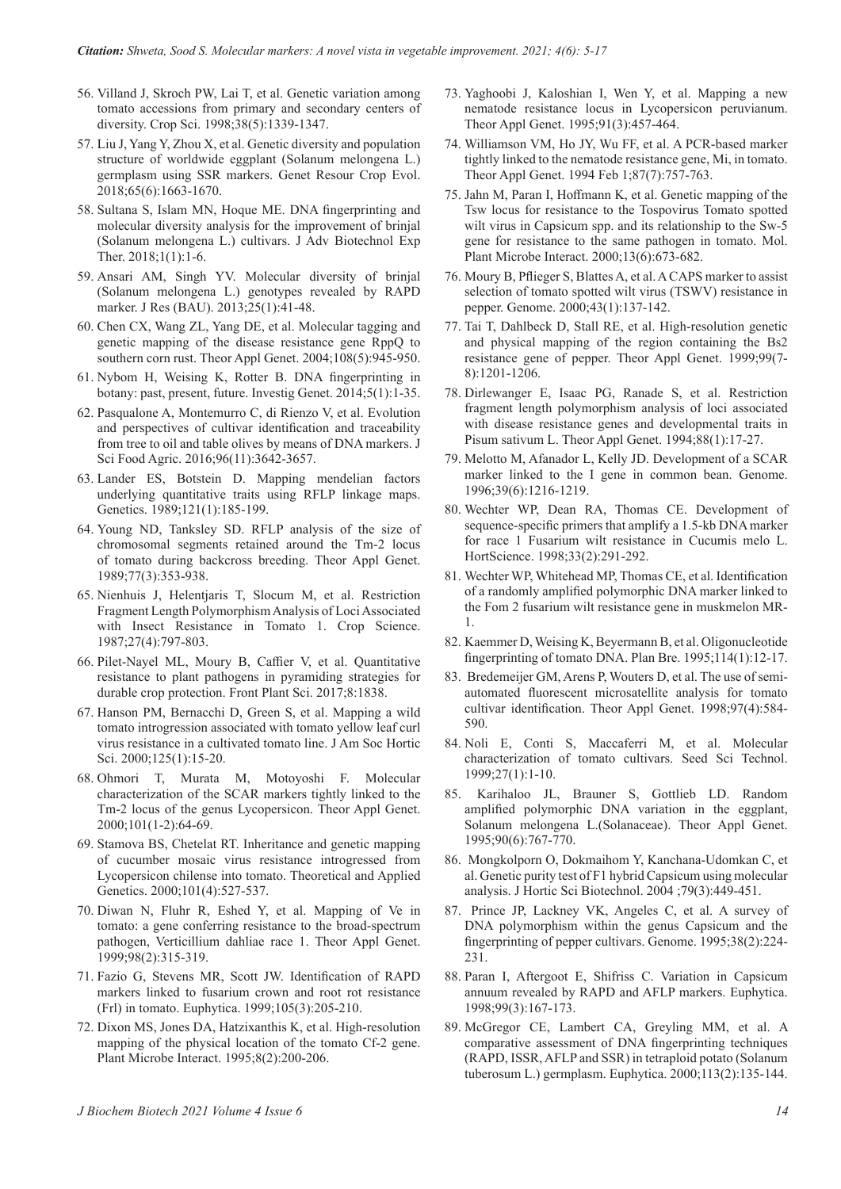56. Villand J, Skroch PW, Lai T, et al. Genetic variation among tomato accessions from primary and secondary centers of diversity. Crop Sci. 1998;38(5):1339-1347.
57. Liu J, Yang Y, Zhou X, et al. Genetic diversity and population structure of worldwide eggplant (Solanum melongena L.) germplasm using SSR markers. Genet Resour Crop Evol. 2018;65(6):1663-1670.
58. Sultana S, Islam MN, Hoque ME. DNA fingerprinting and molecular diversity analysis for the improvement of brinjal (Solanum melongena L.) cultivars. J Adv Biotechnol Exp Ther. 2018;1(1):1-6.
59. Ansari AM, Singh YV. Molecular diversity of brinjal (Solanum melongena L.) genotypes revealed by RAPD marker. J Res (BAU). 2013;25(1):41-48.
60. Chen CX, Wang ZL, Yang DE, et al. Molecular tagging and genetic mapping of the disease resistance gene RppQ to southern corn rust. Theor Appl Genet. 2004;108(5):945-950.
61. Nybom H, Weising K, Rotter B. DNA fingerprinting in botany: past, present, future. Investig Genet. 2014;5(1):1-35.
62. Pasqualone A, Montemurro C, di Rienzo V, et al. Evolution and perspectives of cultivar identification and traceability from tree to oil and table olives by means of DNA markers. J Sci Food Agric. 2016;96(11):3642-3657.
63. Lander ES, Botstein D. Mapping mendelian factors underlying quantitative traits using RFLP linkage maps. Genetics. 1989;121(1):185-199.
64. Young ND, Tanksley SD. RFLP analysis of the size of chromosomal segments retained around the Tm-2 locus of tomato during backcross breeding. Theor Appl Genet. 1989;77(3):353-938.
65. Nienhuis J, Helentjaris T, Slocum M, et al. Restriction Fragment Length Polymorphism Analysis of Loci Associated with Insect Resistance in Tomato 1. Crop Science. 1987;27(4):797-803.
66. Pilet-Nayel ML, Moury B, Caffier V, et al. Quantitative resistance to plant pathogens in pyramiding strategies for durable crop protection. Front Plant Sci. 2017;8:1838.
67. Hanson PM, Bernacchi D, Green S, et al. Mapping a wild tomato introgression associated with tomato yellow leaf curl virus resistance in a cultivated tomato line. J Am Soc Hortic Sci. 2000;125(1):15-20.
68. Ohmori T, Murata M, Motoyoshi F. Molecular characterization of the SCAR markers tightly linked to the Tm-2 locus of the genus Lycopersicon. Theor Appl Genet. 2000;101(1-2):64-69.
69. Stamova BS, Chetelat RT. Inheritance and genetic mapping of cucumber mosaic virus resistance introgressed from Lycopersicon chilense into tomato. Theoretical and Applied Genetics. 2000;101(4):527-537.
70. Diwan N, Fluhr R, Eshed Y, et al. Mapping of Ve in tomato: a gene conferring resistance to the broad-spectrum pathogen, Verticillium dahliae race 1. Theor Appl Genet. 1999;98(2):315-319.
71. Fazio G, Stevens MR, Scott JW. Identification of RAPD markers linked to fusarium crown and root rot resistance (Frl) in tomato. Euphytica. 1999;105(3):205-210.
72. Dixon MS, Jones DA, Hatzixanthis K, et al. High-resolution mapping of the physical location of the tomato Cf-2 gene. Plant Microbe Interact. 1995;8(2):200-206.
73. Yaghoobi J, Kaloshian I, Wen Y, et al. Mapping a new nematode resistance locus in Lycopersicon peruvianum. Theor Appl Genet. 1995;91(3):457-464.
74. Williamson VM, Ho JY, Wu FF, et al. A PCR-based marker tightly linked to the nematode resistance gene, Mi, in tomato. Theor Appl Genet. 1994 Feb 1;87(7):757-763.
75. Jahn M, Paran I, Hoffmann K, et al. Genetic mapping of the Tsw locus for resistance to the Tospovirus Tomato spotted wilt virus in Capsicum spp. and its relationship to the Sw-5 gene for resistance to the same pathogen in tomato. Mol. Plant Microbe Interact. 2000;13(6):673-682.
76. Moury B, Pflieger S, Blattes A, et al. A CAPS marker to assist selection of tomato spotted wilt virus (TSWV) resistance in pepper. Genome. 2000;43(1):137-142.
77. Tai T, Dahlbeck D, Stall RE, et al. High-resolution genetic and physical mapping of the region containing the Bs2 resistance gene of pepper. Theor Appl Genet. 1999;99(7-8):1201-1206.
78. Dirlewanger E, Isaac PG, Ranade S, et al. Restriction fragment length polymorphism analysis of loci associated with disease resistance genes and developmental traits in Pisum sativum L. Theor Appl Genet. 1994;88(1):17-27.
79. Melotto M, Afanador L, Kelly JD. Development of a SCAR marker linked to the I gene in common bean. Genome. 1996;39(6):1216-1219.
80. Wechter WP, Dean RA, Thomas CE. Development of sequence-specific primers that amplify a 1.5-kb DNA marker for race 1 Fusarium wilt resistance in Cucumis melo L. HortScience. 1998;33(2):291-292.
81. Wechter WP, Whitehead MP, Thomas CE, et al. Identification of a randomly amplified polymorphic DNA marker linked to the Fom 2 fusarium wilt resistance gene in muskmelon MR-1.
82. Kaemmer D, Weising K, Beyermann B, et al. Oligonucleotide fingerprinting of tomato DNA. Plan Bre. 1995;114(1):12-17.
83. Bredemeijer GM, Arens P, Wouters D, et al. The use of semi-automated fluorescent microsatellite analysis for tomato cultivar identification. Theor Appl Genet. 1998;97(4):584-590.
84. Noli E, Conti S, Maccaferri M, et al. Molecular characterization of tomato cultivars. Seed Sci Technol. 1999;27(1):1-10.
85. Karihaloo JL, Brauner S, Gottlieb LD. Random amplified polymorphic DNA variation in the eggplant, Solanum melongena L.(Solanaceae). Theor Appl Genet. 1995;90(6):767-770.
86. Mongkolporn O, Dokmaihom Y, Kanchana-Udomkan C, et al. Genetic purity test of F1 hybrid Capsicum using molecular analysis. J Hortic Sci Biotechnol. 2004 ;79(3):449-451.
87. Prince JP, Lackney VK, Angeles C, et al. A survey of DNA polymorphism within the genus Capsicum and the fingerprinting of pepper cultivars. Genome. 1995;38(2):224-231.
88. Paran I, Aftergoot E, Shifriss C. Variation in Capsicum annuum revealed by RAPD and AFLP markers. Euphytica. 1998;99(3):167-173.
89. McGregor CE, Lambert CA, Greyling MM, et al. A comparative assessment of DNA fingerprinting techniques (RAPD, ISSR, AFLP and SSR) in tetraploid potato (Solanum tuberosum L.) germplasm. Euphytica. 2000;113(2):135-144.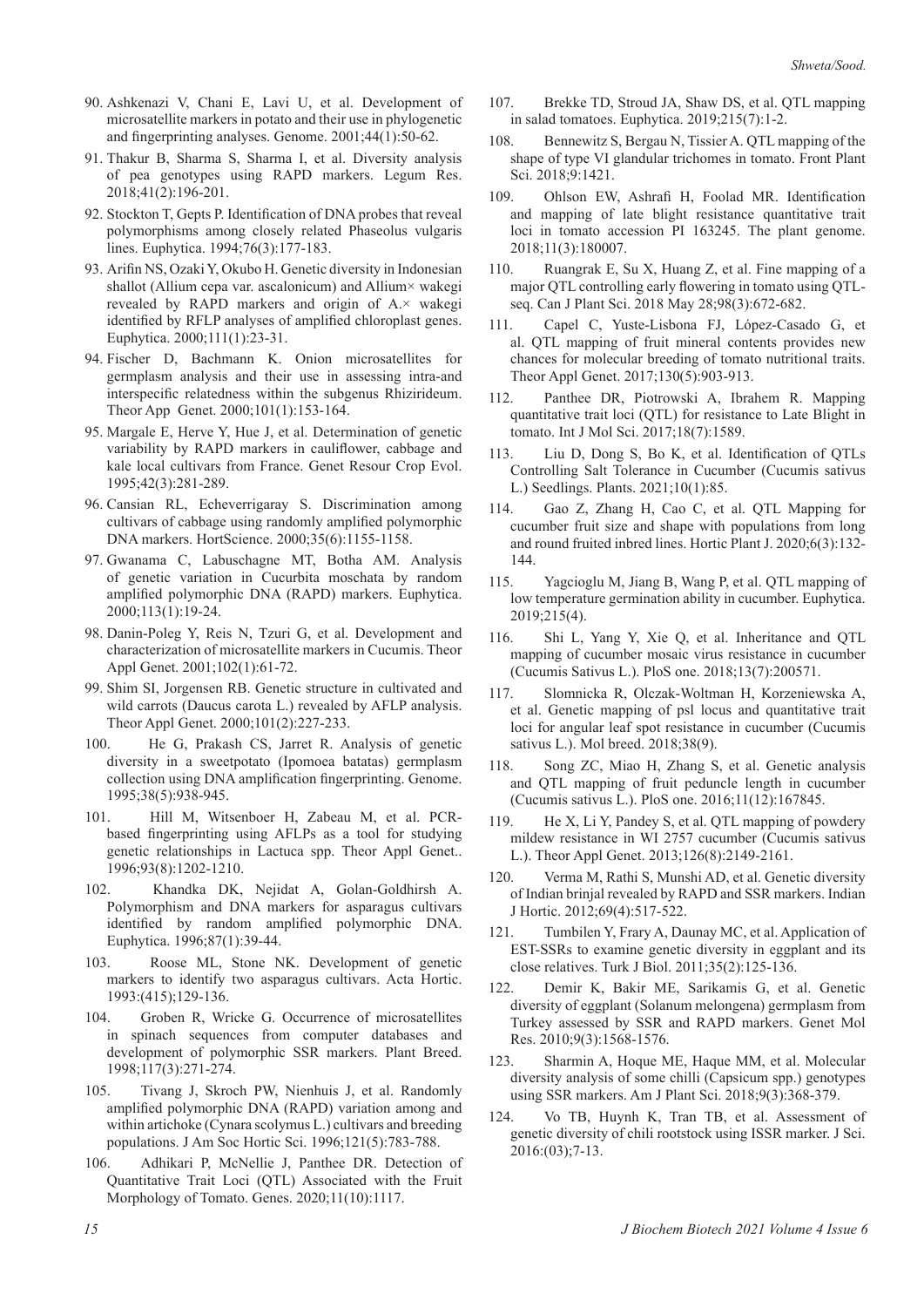90. Ashkenazi V, Chani E, Lavi U, et al. Development of microsatellite markers in potato and their use in phylogenetic and fingerprinting analyses. Genome. 2001;44(1):50-62.
91. Thakur B, Sharma S, Sharma I, et al. Diversity analysis of pea genotypes using RAPD markers. Legum Res. 2018;41(2):196-201.
92. Stockton T, Gepts P. Identification of DNA probes that reveal polymorphisms among closely related Phaseolus vulgaris lines. Euphytica. 1994;76(3):177-183.
93. Arifin NS, Ozaki Y, Okubo H. Genetic diversity in Indonesian shallot (Allium cepa var. ascalonicum) and Allium× wakegi revealed by RAPD markers and origin of A.× wakegi identified by RFLP analyses of amplified chloroplast genes. Euphytica. 2000;111(1):23-31.
94. Fischer D, Bachmann K. Onion microsatellites for germplasm analysis and their use in assessing intra-and interspecific relatedness within the subgenus Rhizirideum. Theor App Genet. 2000;101(1):153-164.
95. Margale E, Herve Y, Hue J, et al. Determination of genetic variability by RAPD markers in cauliflower, cabbage and kale local cultivars from France. Genet Resour Crop Evol. 1995;42(3):281-289.
96. Cansian RL, Echeverrigaray S. Discrimination among cultivars of cabbage using randomly amplified polymorphic DNA markers. HortScience. 2000;35(6):1155-1158.
97. Gwanama C, Labuschagne MT, Botha AM. Analysis of genetic variation in Cucurbita moschata by random amplified polymorphic DNA (RAPD) markers. Euphytica. 2000;113(1):19-24.
98. Danin-Poleg Y, Reis N, Tzuri G, et al. Development and characterization of microsatellite markers in Cucumis. Theor Appl Genet. 2001;102(1):61-72.
99. Shim SI, Jorgensen RB. Genetic structure in cultivated and wild carrots (Daucus carota L.) revealed by AFLP analysis. Theor Appl Genet. 2000;101(2):227-233.
100. He G, Prakash CS, Jarret R. Analysis of genetic diversity in a sweetpotato (Ipomoea batatas) germplasm collection using DNA amplification fingerprinting. Genome. 1995;38(5):938-945.
101. Hill M, Witsenboer H, Zabeau M, et al. PCR-based fingerprinting using AFLPs as a tool for studying genetic relationships in Lactuca spp. Theor Appl Genet.. 1996;93(8):1202-1210.
102. Khandka DK, Nejidat A, Golan-Goldhirsh A. Polymorphism and DNA markers for asparagus cultivars identified by random amplified polymorphic DNA. Euphytica. 1996;87(1):39-44.
103. Roose ML, Stone NK. Development of genetic markers to identify two asparagus cultivars. Acta Hortic. 1993:(415);129-136.
104. Groben R, Wricke G. Occurrence of microsatellites in spinach sequences from computer databases and development of polymorphic SSR markers. Plant Breed. 1998;117(3):271-274.
105. Tivang J, Skroch PW, Nienhuis J, et al. Randomly amplified polymorphic DNA (RAPD) variation among and within artichoke (Cynara scolymus L.) cultivars and breeding populations. J Am Soc Hortic Sci. 1996;121(5):783-788.
106. Adhikari P, McNellie J, Panthee DR. Detection of Quantitative Trait Loci (QTL) Associated with the Fruit Morphology of Tomato. Genes. 2020;11(10):1117.
107. Brekke TD, Stroud JA, Shaw DS, et al. QTL mapping in salad tomatoes. Euphytica. 2019;215(7):1-2.
108. Bennewitz S, Bergau N, Tissier A. QTL mapping of the shape of type VI glandular trichomes in tomato. Front Plant Sci. 2018;9:1421.
109. Ohlson EW, Ashrafi H, Foolad MR. Identification and mapping of late blight resistance quantitative trait loci in tomato accession PI 163245. The plant genome. 2018;11(3):180007.
110. Ruangrak E, Su X, Huang Z, et al. Fine mapping of a major QTL controlling early flowering in tomato using QTL-seq. Can J Plant Sci. 2018 May 28;98(3):672-682.
111. Capel C, Yuste-Lisbona FJ, López-Casado G, et al. QTL mapping of fruit mineral contents provides new chances for molecular breeding of tomato nutritional traits. Theor Appl Genet. 2017;130(5):903-913.
112. Panthee DR, Piotrowski A, Ibrahem R. Mapping quantitative trait loci (QTL) for resistance to Late Blight in tomato. Int J Mol Sci. 2017;18(7):1589.
113. Liu D, Dong S, Bo K, et al. Identification of QTLs Controlling Salt Tolerance in Cucumber (Cucumis sativus L.) Seedlings. Plants. 2021;10(1):85.
114. Gao Z, Zhang H, Cao C, et al. QTL Mapping for cucumber fruit size and shape with populations from long and round fruited inbred lines. Hortic Plant J. 2020;6(3):132-144.
115. Yagcioglu M, Jiang B, Wang P, et al. QTL mapping of low temperature germination ability in cucumber. Euphytica. 2019;215(4).
116. Shi L, Yang Y, Xie Q, et al. Inheritance and QTL mapping of cucumber mosaic virus resistance in cucumber (Cucumis Sativus L.). PloS one. 2018;13(7):200571.
117. Slomnicka R, Olczak-Woltman H, Korzeniewska A, et al. Genetic mapping of psl locus and quantitative trait loci for angular leaf spot resistance in cucumber (Cucumis sativus L.). Mol breed. 2018;38(9).
118. Song ZC, Miao H, Zhang S, et al. Genetic analysis and QTL mapping of fruit peduncle length in cucumber (Cucumis sativus L.). PloS one. 2016;11(12):167845.
119. He X, Li Y, Pandey S, et al. QTL mapping of powdery mildew resistance in WI 2757 cucumber (Cucumis sativus L.). Theor Appl Genet. 2013;126(8):2149-2161.
120. Verma M, Rathi S, Munshi AD, et al. Genetic diversity of Indian brinjal revealed by RAPD and SSR markers. Indian J Hortic. 2012;69(4):517-522.
121. Tumbilen Y, Frary A, Daunay MC, et al. Application of EST-SSRs to examine genetic diversity in eggplant and its close relatives. Turk J Biol. 2011;35(2):125-136.
122. Demir K, Bakir ME, Sarikamis G, et al. Genetic diversity of eggplant (Solanum melongena) germplasm from Turkey assessed by SSR and RAPD markers. Genet Mol Res. 2010;9(3):1568-1576.
123. Sharmin A, Hoque ME, Haque MM, et al. Molecular diversity analysis of some chilli (Capsicum spp.) genotypes using SSR markers. Am J Plant Sci. 2018;9(3):368-379.
124. Vo TB, Huynh K, Tran TB, et al. Assessment of genetic diversity of chili rootstock using ISSR marker. J Sci. 2016:(03);7-13.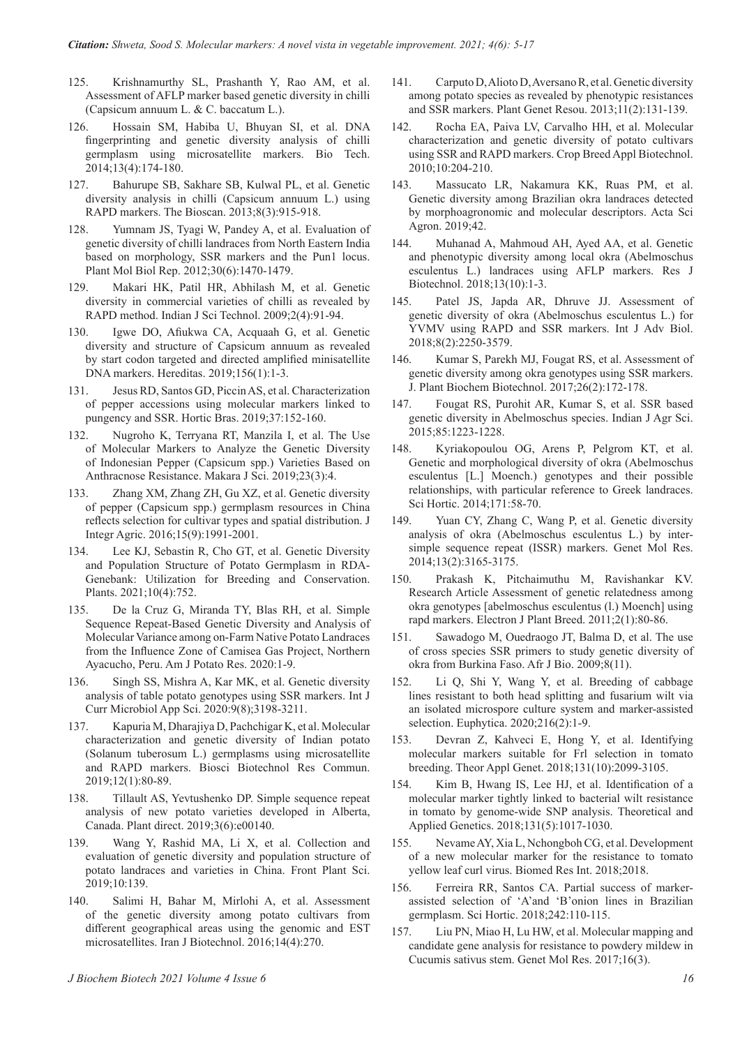125. Krishnamurthy SL, Prashanth Y, Rao AM, et al. Assessment of AFLP marker based genetic diversity in chilli (Capsicum annuum L. & C. baccatum L.).

126. Hossain SM, Habiba U, Bhuyan SI, et al. DNA fingerprinting and genetic diversity analysis of chilli germplasm using microsatellite markers. Bio Tech. 2014;13(4):174-180.

127. Bahurupe SB, Sakhare SB, Kulwal PL, et al. Genetic diversity analysis in chilli (Capsicum annuum L.) using RAPD markers. The Bioscan. 2013;8(3):915-918.

128. Yumnam JS, Tyagi W, Pandey A, et al. Evaluation of genetic diversity of chilli landraces from North Eastern India based on morphology, SSR markers and the Pun1 locus. Plant Mol Biol Rep. 2012;30(6):1470-1479.

129. Makari HK, Patil HR, Abhilash M, et al. Genetic diversity in commercial varieties of chilli as revealed by RAPD method. Indian J Sci Technol. 2009;2(4):91-94.

130. Igwe DO, Afiukwa CA, Acquaah G, et al. Genetic diversity and structure of Capsicum annuum as revealed by start codon targeted and directed amplified minisatellite DNA markers. Hereditas. 2019;156(1):1-3.

131. Jesus RD, Santos GD, Piccin AS, et al. Characterization of pepper accessions using molecular markers linked to pungency and SSR. Hortic Bras. 2019;37:152-160.

132. Nugroho K, Terryana RT, Manzila I, et al. The Use of Molecular Markers to Analyze the Genetic Diversity of Indonesian Pepper (Capsicum spp.) Varieties Based on Anthracnose Resistance. Makara J Sci. 2019;23(3):4.

133. Zhang XM, Zhang ZH, Gu XZ, et al. Genetic diversity of pepper (Capsicum spp.) germplasm resources in China reflects selection for cultivar types and spatial distribution. J Integr Agric. 2016;15(9):1991-2001.

134. Lee KJ, Sebastin R, Cho GT, et al. Genetic Diversity and Population Structure of Potato Germplasm in RDA-Genebank: Utilization for Breeding and Conservation. Plants. 2021;10(4):752.

135. De la Cruz G, Miranda TY, Blas RH, et al. Simple Sequence Repeat-Based Genetic Diversity and Analysis of Molecular Variance among on-Farm Native Potato Landraces from the Influence Zone of Camisea Gas Project, Northern Ayacucho, Peru. Am J Potato Res. 2020:1-9.

136. Singh SS, Mishra A, Kar MK, et al. Genetic diversity analysis of table potato genotypes using SSR markers. Int J Curr Microbiol App Sci. 2020:9(8);3198-3211.

137. Kapuria M, Dharajiya D, Pachchigar K, et al. Molecular characterization and genetic diversity of Indian potato (Solanum tuberosum L.) germplasms using microsatellite and RAPD markers. Biosci Biotechnol Res Commun. 2019;12(1):80-89.

138. Tillault AS, Yevtushenko DP. Simple sequence repeat analysis of new potato varieties developed in Alberta, Canada. Plant direct. 2019;3(6):e00140.

139. Wang Y, Rashid MA, Li X, et al. Collection and evaluation of genetic diversity and population structure of potato landraces and varieties in China. Front Plant Sci. 2019;10:139.

140. Salimi H, Bahar M, Mirlohi A, et al. Assessment of the genetic diversity among potato cultivars from different geographical areas using the genomic and EST microsatellites. Iran J Biotechnol. 2016;14(4):270.

141. Carputo D, Alioto D, Aversano R, et al. Genetic diversity among potato species as revealed by phenotypic resistances and SSR markers. Plant Genet Resou. 2013;11(2):131-139.

142. Rocha EA, Paiva LV, Carvalho HH, et al. Molecular characterization and genetic diversity of potato cultivars using SSR and RAPD markers. Crop Breed Appl Biotechnol. 2010;10:204-210.

143. Massucato LR, Nakamura KK, Ruas PM, et al. Genetic diversity among Brazilian okra landraces detected by morphoagronomic and molecular descriptors. Acta Sci Agron. 2019;42.

144. Muhanad A, Mahmoud AH, Ayed AA, et al. Genetic and phenotypic diversity among local okra (Abelmoschus esculentus L.) landraces using AFLP markers. Res J Biotechnol. 2018;13(10):1-3.

145. Patel JS, Japda AR, Dhruve JJ. Assessment of genetic diversity of okra (Abelmoschus esculentus L.) for YVMV using RAPD and SSR markers. Int J Adv Biol. 2018;8(2):2250-3579.

146. Kumar S, Parekh MJ, Fougat RS, et al. Assessment of genetic diversity among okra genotypes using SSR markers. J. Plant Biochem Biotechnol. 2017;26(2):172-178.

147. Fougat RS, Purohit AR, Kumar S, et al. SSR based genetic diversity in Abelmoschus species. Indian J Agr Sci. 2015;85:1223-1228.

148. Kyriakopoulou OG, Arens P, Pelgrom KT, et al. Genetic and morphological diversity of okra (Abelmoschus esculentus [L.] Moench.) genotypes and their possible relationships, with particular reference to Greek landraces. Sci Hortic. 2014;171:58-70.

149. Yuan CY, Zhang C, Wang P, et al. Genetic diversity analysis of okra (Abelmoschus esculentus L.) by inter-simple sequence repeat (ISSR) markers. Genet Mol Res. 2014;13(2):3165-3175.

150. Prakash K, Pitchaimuthu M, Ravishankar KV. Research Article Assessment of genetic relatedness among okra genotypes [abelmoschus esculentus (l.) Moench] using rapd markers. Electron J Plant Breed. 2011;2(1):80-86.

151. Sawadogo M, Ouedraogo JT, Balma D, et al. The use of cross species SSR primers to study genetic diversity of okra from Burkina Faso. Afr J Bio. 2009;8(11).

152. Li Q, Shi Y, Wang Y, et al. Breeding of cabbage lines resistant to both head splitting and fusarium wilt via an isolated microspore culture system and marker-assisted selection. Euphytica. 2020;216(2):1-9.

153. Devran Z, Kahveci E, Hong Y, et al. Identifying molecular markers suitable for Frl selection in tomato breeding. Theor Appl Genet. 2018;131(10):2099-3105.

154. Kim B, Hwang IS, Lee HJ, et al. Identification of a molecular marker tightly linked to bacterial wilt resistance in tomato by genome-wide SNP analysis. Theoretical and Applied Genetics. 2018;131(5):1017-1030.

155. Nevame AY, Xia L, Nchongboh CG, et al. Development of a new molecular marker for the resistance to tomato yellow leaf curl virus. Biomed Res Int. 2018;2018.

156. Ferreira RR, Santos CA. Partial success of marker-assisted selection of 'A'and 'B'onion lines in Brazilian germplasm. Sci Hortic. 2018;242:110-115.

157. Liu PN, Miao H, Lu HW, et al. Molecular mapping and candidate gene analysis for resistance to powdery mildew in Cucumis sativus stem. Genet Mol Res. 2017;16(3).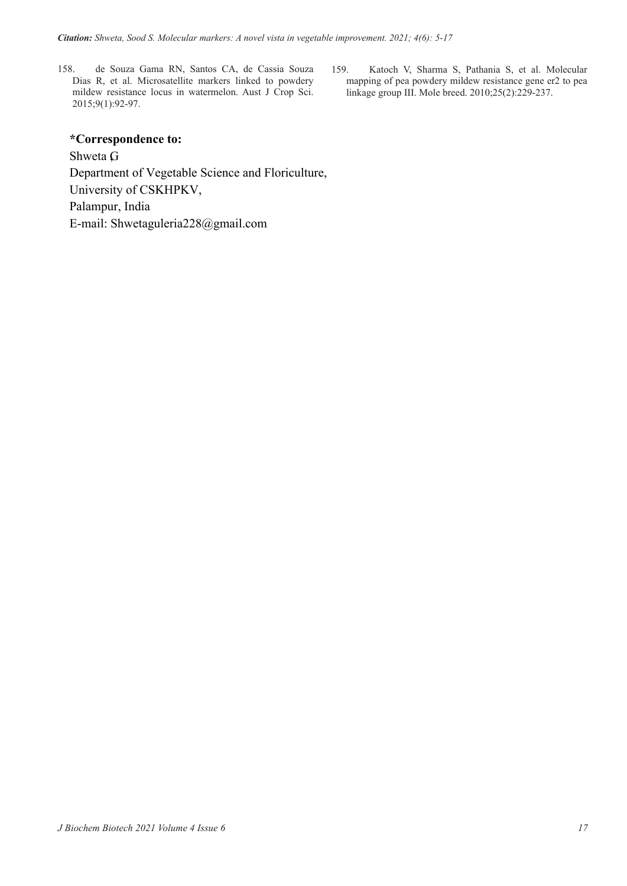158. de Souza Gama RN, Santos CA, de Cassia Souza Dias R, et al. Microsatellite markers linked to powdery mildew resistance locus in watermelon. Aust J Crop Sci. 2015;9(1):92-97.

159. Katoch V, Sharma S, Pathania S, et al. Molecular mapping of pea powdery mildew resistance gene er2 to pea linkage group III. Mole breed. 2010;25(2):229-237.

**\*Correspondence to:**

Shweta G

Department of Vegetable Science and Floriculture,

University of CSKHPKV,

Palampur, India

E-mail: Shwetaguleria228@gmail.com